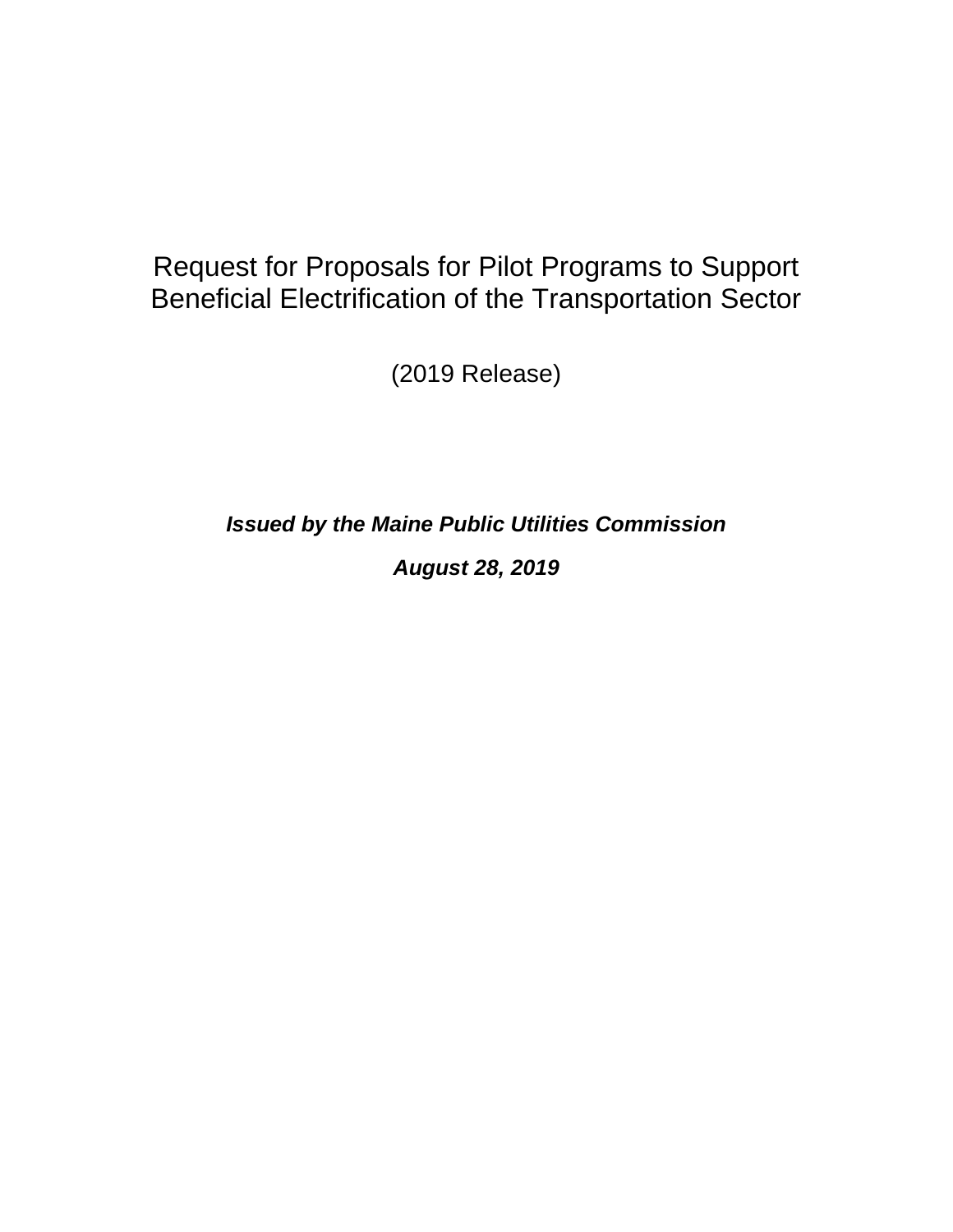# Request for Proposals for Pilot Programs to Support Beneficial Electrification of the Transportation Sector

(2019 Release)

***Issued by the Maine Public Utilities Commission***

***August 28, 2019***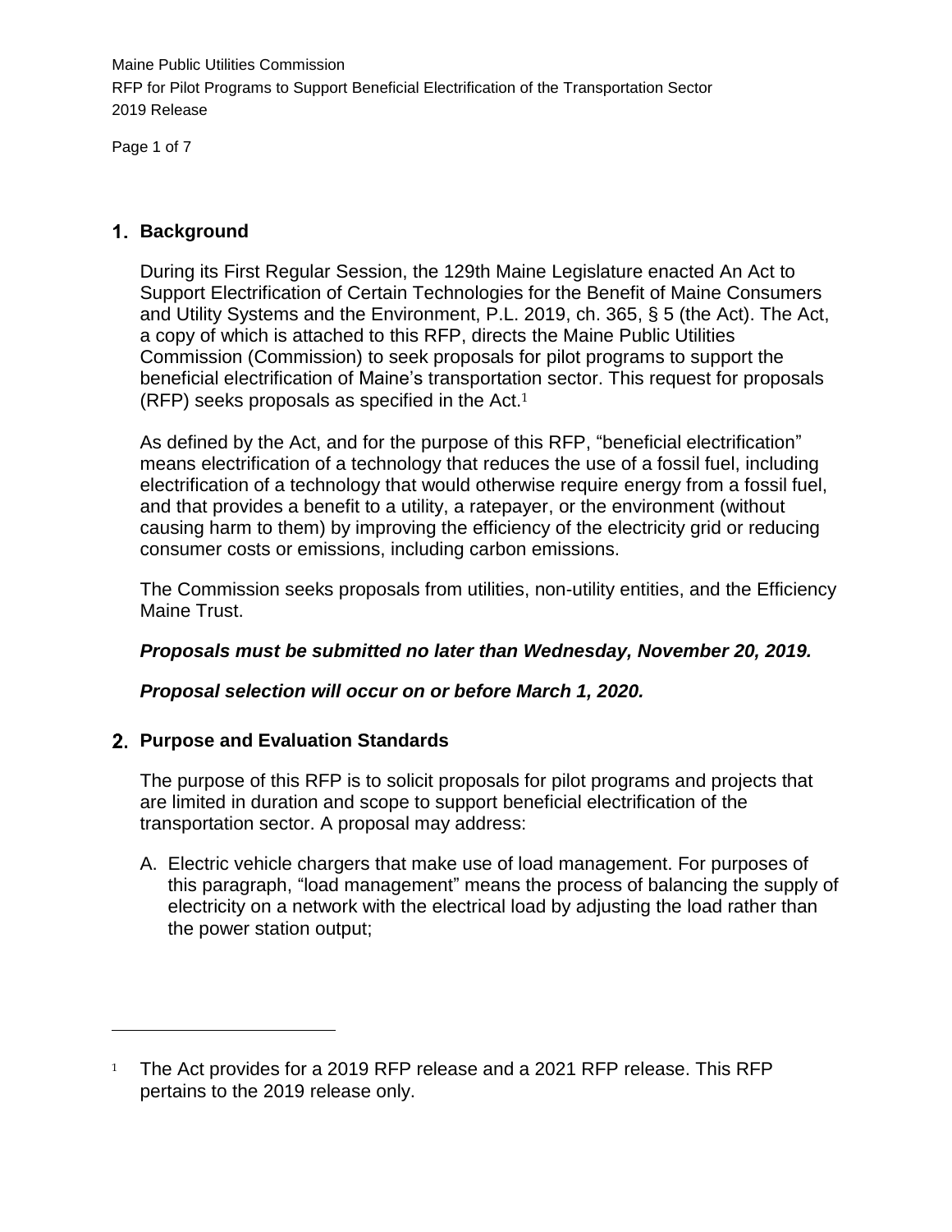## 1. Background

During its First Regular Session, the 129th Maine Legislature enacted An Act to Support Electrification of Certain Technologies for the Benefit of Maine Consumers and Utility Systems and the Environment, P.L. 2019, ch. 365, § 5 (the Act). The Act, a copy of which is attached to this RFP, directs the Maine Public Utilities Commission (Commission) to seek proposals for pilot programs to support the beneficial electrification of Maine's transportation sector. This request for proposals (RFP) seeks proposals as specified in the Act.[1]

As defined by the Act, and for the purpose of this RFP, "beneficial electrification" means electrification of a technology that reduces the use of a fossil fuel, including electrification of a technology that would otherwise require energy from a fossil fuel, and that provides a benefit to a utility, a ratepayer, or the environment (without causing harm to them) by improving the efficiency of the electricity grid or reducing consumer costs or emissions, including carbon emissions.

The Commission seeks proposals from utilities, non-utility entities, and the Efficiency Maine Trust.

***Proposals must be submitted no later than Wednesday, November 20, 2019.***

***Proposal selection will occur on or before March 1, 2020.***

## 2. Purpose and Evaluation Standards

The purpose of this RFP is to solicit proposals for pilot programs and projects that are limited in duration and scope to support beneficial electrification of the transportation sector. A proposal may address:

A. Electric vehicle chargers that make use of load management. For purposes of this paragraph, "load management" means the process of balancing the supply of electricity on a network with the electrical load by adjusting the load rather than the power station output;

---

[1] The Act provides for a 2019 RFP release and a 2021 RFP release. This RFP pertains to the 2019 release only.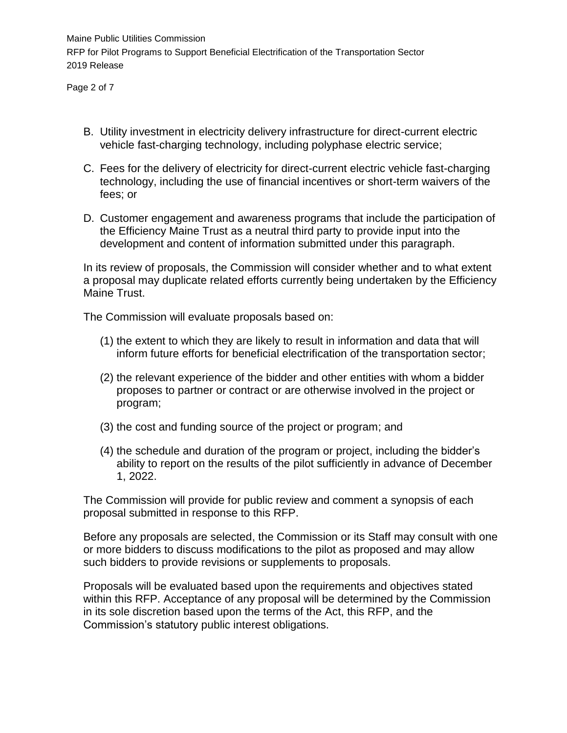B. Utility investment in electricity delivery infrastructure for direct-current electric vehicle fast-charging technology, including polyphase electric service;

C. Fees for the delivery of electricity for direct-current electric vehicle fast-charging technology, including the use of financial incentives or short-term waivers of the fees; or

D. Customer engagement and awareness programs that include the participation of the Efficiency Maine Trust as a neutral third party to provide input into the development and content of information submitted under this paragraph.

In its review of proposals, the Commission will consider whether and to what extent a proposal may duplicate related efforts currently being undertaken by the Efficiency Maine Trust.

The Commission will evaluate proposals based on:

(1) the extent to which they are likely to result in information and data that will inform future efforts for beneficial electrification of the transportation sector;

(2) the relevant experience of the bidder and other entities with whom a bidder proposes to partner or contract or are otherwise involved in the project or program;

(3) the cost and funding source of the project or program; and

(4) the schedule and duration of the program or project, including the bidder's ability to report on the results of the pilot sufficiently in advance of December 1, 2022.

The Commission will provide for public review and comment a synopsis of each proposal submitted in response to this RFP.

Before any proposals are selected, the Commission or its Staff may consult with one or more bidders to discuss modifications to the pilot as proposed and may allow such bidders to provide revisions or supplements to proposals.

Proposals will be evaluated based upon the requirements and objectives stated within this RFP. Acceptance of any proposal will be determined by the Commission in its sole discretion based upon the terms of the Act, this RFP, and the Commission's statutory public interest obligations.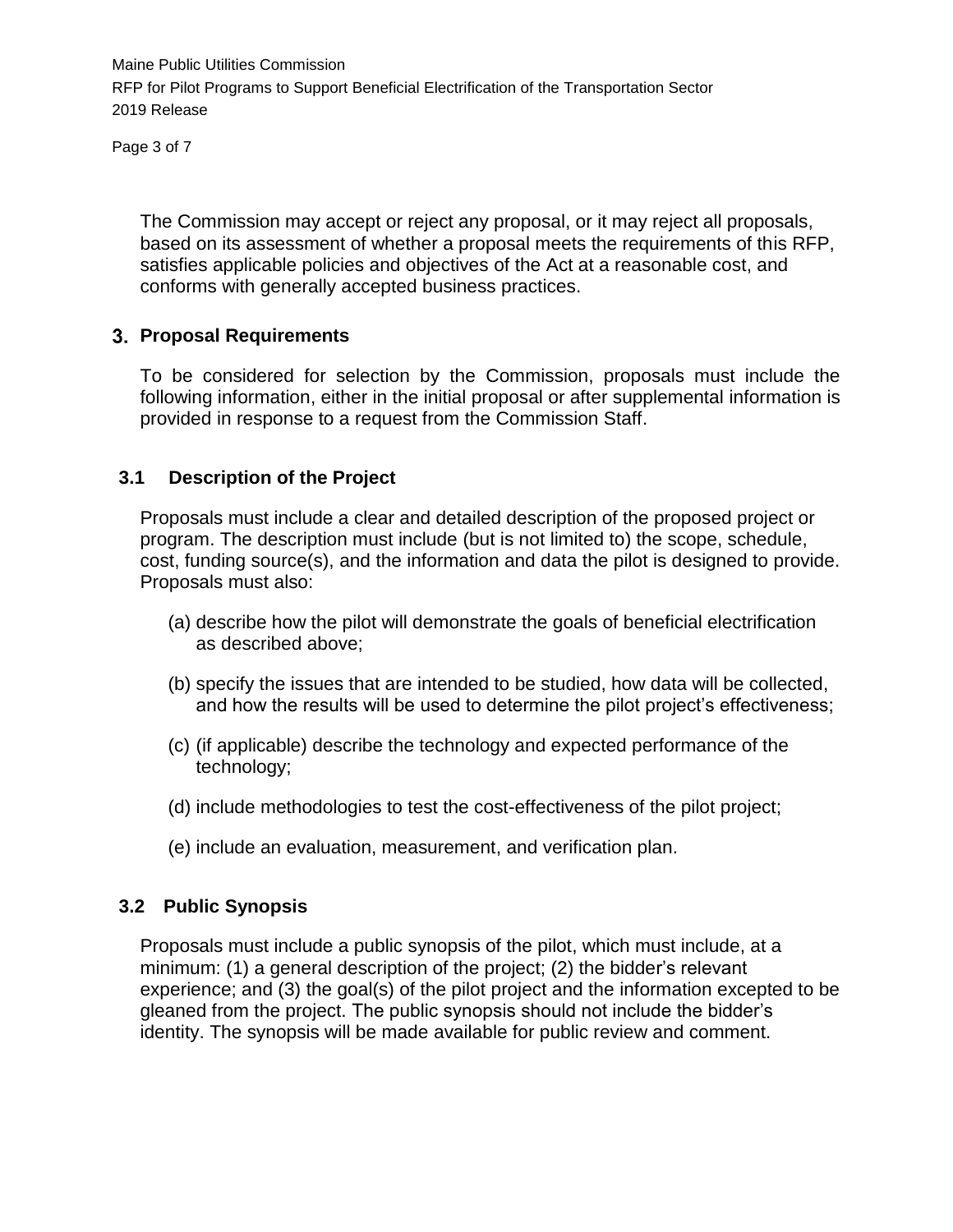The Commission may accept or reject any proposal, or it may reject all proposals, based on its assessment of whether a proposal meets the requirements of this RFP, satisfies applicable policies and objectives of the Act at a reasonable cost, and conforms with generally accepted business practices.

## 3. Proposal Requirements

To be considered for selection by the Commission, proposals must include the following information, either in the initial proposal or after supplemental information is provided in response to a request from the Commission Staff.

### 3.1 Description of the Project

Proposals must include a clear and detailed description of the proposed project or program. The description must include (but is not limited to) the scope, schedule, cost, funding source(s), and the information and data the pilot is designed to provide. Proposals must also:

(a) describe how the pilot will demonstrate the goals of beneficial electrification as described above;

(b) specify the issues that are intended to be studied, how data will be collected, and how the results will be used to determine the pilot project's effectiveness;

(c) (if applicable) describe the technology and expected performance of the technology;

(d) include methodologies to test the cost-effectiveness of the pilot project;

(e) include an evaluation, measurement, and verification plan.

### 3.2 Public Synopsis

Proposals must include a public synopsis of the pilot, which must include, at a minimum: (1) a general description of the project; (2) the bidder's relevant experience; and (3) the goal(s) of the pilot project and the information excepted to be gleaned from the project. The public synopsis should not include the bidder's identity. The synopsis will be made available for public review and comment.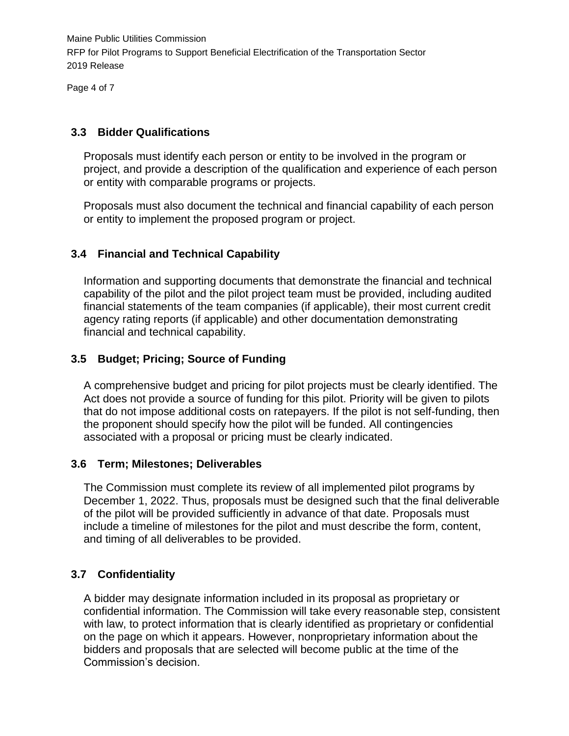### 3.3 Bidder Qualifications

Proposals must identify each person or entity to be involved in the program or project, and provide a description of the qualification and experience of each person or entity with comparable programs or projects.

Proposals must also document the technical and financial capability of each person or entity to implement the proposed program or project.

### 3.4 Financial and Technical Capability

Information and supporting documents that demonstrate the financial and technical capability of the pilot and the pilot project team must be provided, including audited financial statements of the team companies (if applicable), their most current credit agency rating reports (if applicable) and other documentation demonstrating financial and technical capability.

### 3.5 Budget; Pricing; Source of Funding

A comprehensive budget and pricing for pilot projects must be clearly identified. The Act does not provide a source of funding for this pilot. Priority will be given to pilots that do not impose additional costs on ratepayers. If the pilot is not self-funding, then the proponent should specify how the pilot will be funded. All contingencies associated with a proposal or pricing must be clearly indicated.

### 3.6 Term; Milestones; Deliverables

The Commission must complete its review of all implemented pilot programs by December 1, 2022. Thus, proposals must be designed such that the final deliverable of the pilot will be provided sufficiently in advance of that date. Proposals must include a timeline of milestones for the pilot and must describe the form, content, and timing of all deliverables to be provided.

### 3.7 Confidentiality

A bidder may designate information included in its proposal as proprietary or confidential information. The Commission will take every reasonable step, consistent with law, to protect information that is clearly identified as proprietary or confidential on the page on which it appears. However, nonproprietary information about the bidders and proposals that are selected will become public at the time of the Commission's decision.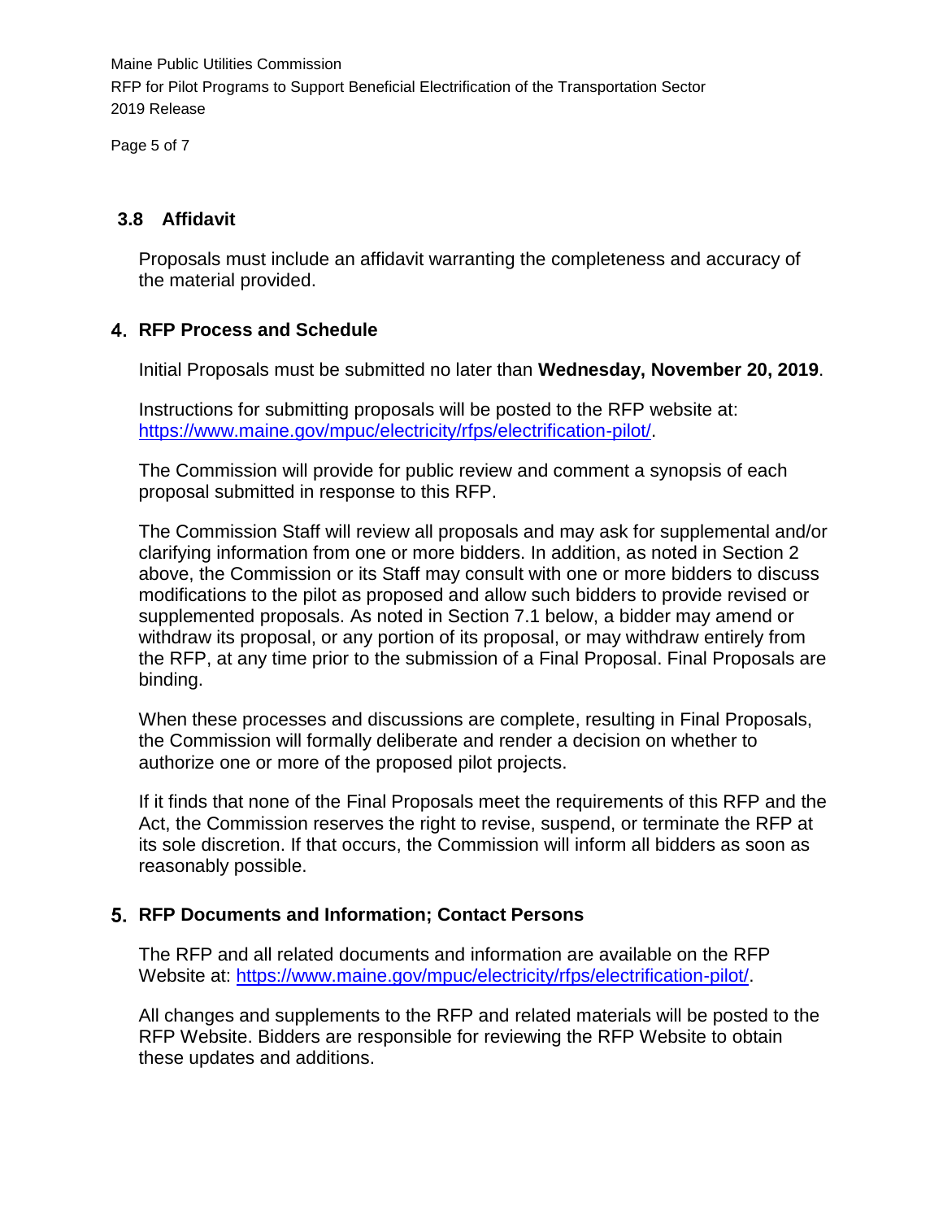### 3.8 Affidavit

Proposals must include an affidavit warranting the completeness and accuracy of the material provided.

## 4. RFP Process and Schedule

Initial Proposals must be submitted no later than **Wednesday, November 20, 2019**.

Instructions for submitting proposals will be posted to the RFP website at: [https://www.maine.gov/mpuc/electricity/rfps/electrification-pilot/](https://www.maine.gov/mpuc/electricity/rfps/electrification-pilot/).

The Commission will provide for public review and comment a synopsis of each proposal submitted in response to this RFP.

The Commission Staff will review all proposals and may ask for supplemental and/or clarifying information from one or more bidders. In addition, as noted in Section 2 above, the Commission or its Staff may consult with one or more bidders to discuss modifications to the pilot as proposed and allow such bidders to provide revised or supplemented proposals. As noted in Section 7.1 below, a bidder may amend or withdraw its proposal, or any portion of its proposal, or may withdraw entirely from the RFP, at any time prior to the submission of a Final Proposal. Final Proposals are binding.

When these processes and discussions are complete, resulting in Final Proposals, the Commission will formally deliberate and render a decision on whether to authorize one or more of the proposed pilot projects.

If it finds that none of the Final Proposals meet the requirements of this RFP and the Act, the Commission reserves the right to revise, suspend, or terminate the RFP at its sole discretion. If that occurs, the Commission will inform all bidders as soon as reasonably possible.

## 5. RFP Documents and Information; Contact Persons

The RFP and all related documents and information are available on the RFP Website at: [https://www.maine.gov/mpuc/electricity/rfps/electrification-pilot/](https://www.maine.gov/mpuc/electricity/rfps/electrification-pilot/).

All changes and supplements to the RFP and related materials will be posted to the RFP Website. Bidders are responsible for reviewing the RFP Website to obtain these updates and additions.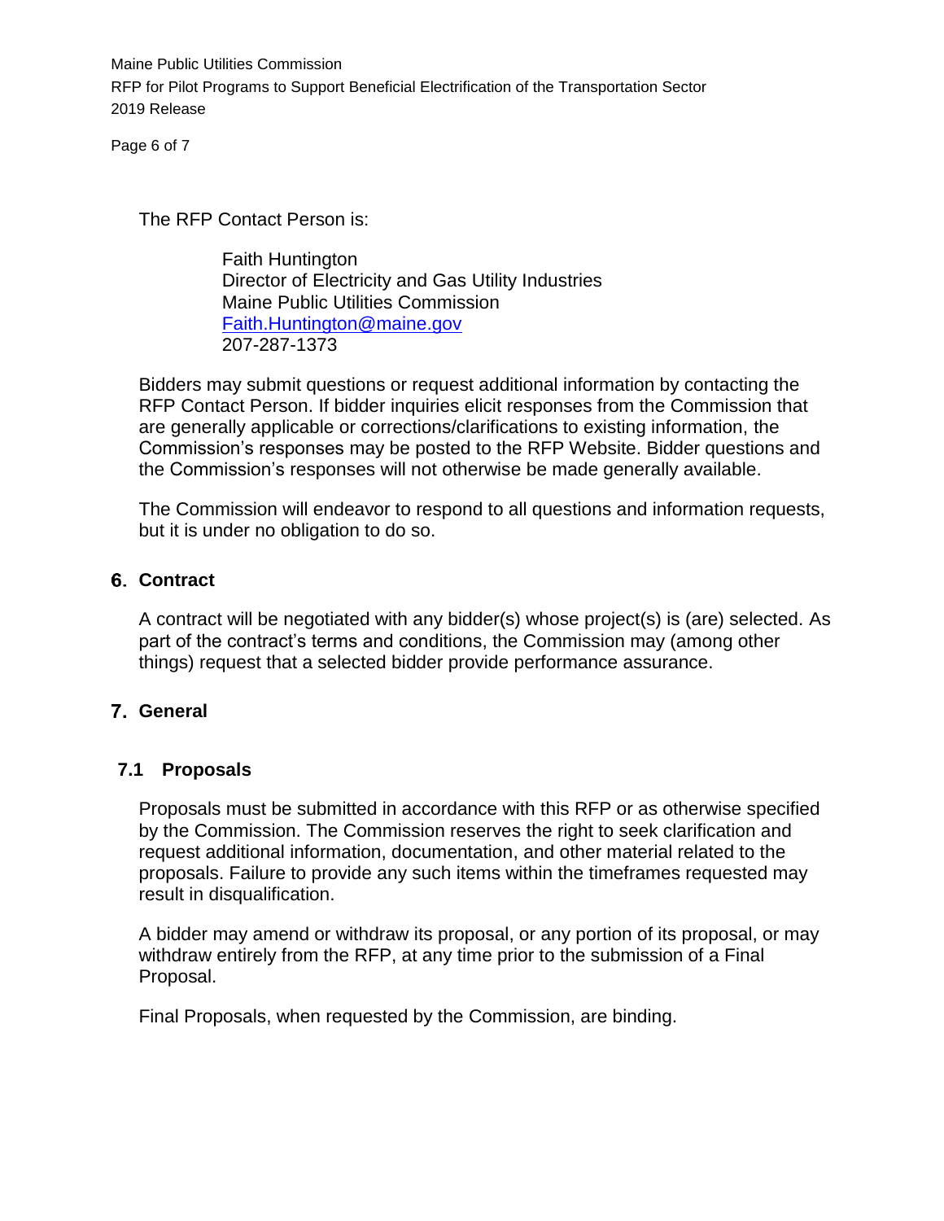The RFP Contact Person is:

Faith Huntington
Director of Electricity and Gas Utility Industries
Maine Public Utilities Commission
[Faith.Huntington@maine.gov](mailto:Faith.Huntington@maine.gov)
207-287-1373

Bidders may submit questions or request additional information by contacting the RFP Contact Person. If bidder inquiries elicit responses from the Commission that are generally applicable or corrections/clarifications to existing information, the Commission's responses may be posted to the RFP Website. Bidder questions and the Commission's responses will not otherwise be made generally available.

The Commission will endeavor to respond to all questions and information requests, but it is under no obligation to do so.

## 6. Contract

A contract will be negotiated with any bidder(s) whose project(s) is (are) selected. As part of the contract's terms and conditions, the Commission may (among other things) request that a selected bidder provide performance assurance.

## 7. General

### 7.1 Proposals

Proposals must be submitted in accordance with this RFP or as otherwise specified by the Commission. The Commission reserves the right to seek clarification and request additional information, documentation, and other material related to the proposals. Failure to provide any such items within the timeframes requested may result in disqualification.

A bidder may amend or withdraw its proposal, or any portion of its proposal, or may withdraw entirely from the RFP, at any time prior to the submission of a Final Proposal.

Final Proposals, when requested by the Commission, are binding.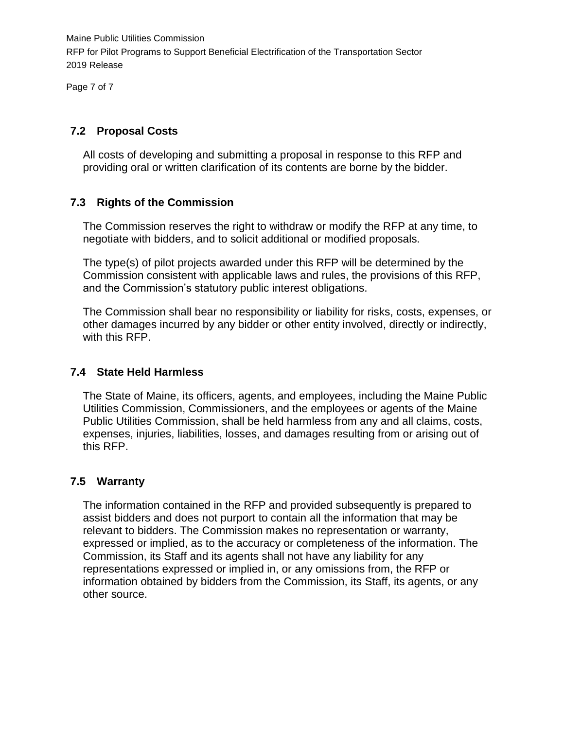### 7.2 Proposal Costs

All costs of developing and submitting a proposal in response to this RFP and providing oral or written clarification of its contents are borne by the bidder.

### 7.3 Rights of the Commission

The Commission reserves the right to withdraw or modify the RFP at any time, to negotiate with bidders, and to solicit additional or modified proposals.

The type(s) of pilot projects awarded under this RFP will be determined by the Commission consistent with applicable laws and rules, the provisions of this RFP, and the Commission's statutory public interest obligations.

The Commission shall bear no responsibility or liability for risks, costs, expenses, or other damages incurred by any bidder or other entity involved, directly or indirectly, with this RFP.

### 7.4 State Held Harmless

The State of Maine, its officers, agents, and employees, including the Maine Public Utilities Commission, Commissioners, and the employees or agents of the Maine Public Utilities Commission, shall be held harmless from any and all claims, costs, expenses, injuries, liabilities, losses, and damages resulting from or arising out of this RFP.

### 7.5 Warranty

The information contained in the RFP and provided subsequently is prepared to assist bidders and does not purport to contain all the information that may be relevant to bidders. The Commission makes no representation or warranty, expressed or implied, as to the accuracy or completeness of the information. The Commission, its Staff and its agents shall not have any liability for any representations expressed or implied in, or any omissions from, the RFP or information obtained by bidders from the Commission, its Staff, its agents, or any other source.